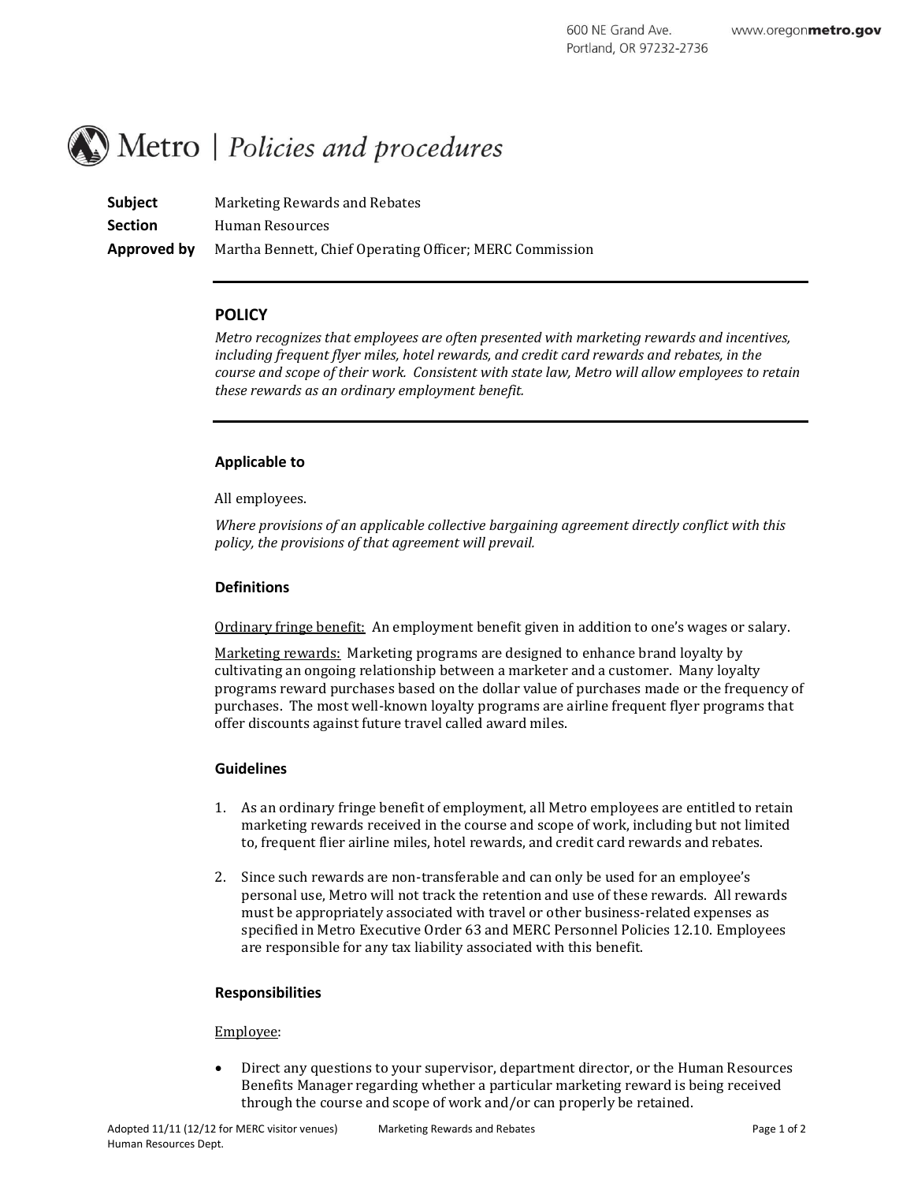600 NE Grand Ave.
Portland, OR 97232-2736
www.oregonmetro.gov

# Metro | *Policies and procedures*

**Subject** Marketing Rewards and Rebates
**Section** Human Resources
**Approved by** Martha Bennett, Chief Operating Officer; MERC Commission

---

## POLICY

*Metro recognizes that employees are often presented with marketing rewards and incentives, including frequent flyer miles, hotel rewards, and credit card rewards and rebates, in the course and scope of their work. Consistent with state law, Metro will allow employees to retain these rewards as an ordinary employment benefit.*

---

### Applicable to

All employees.

*Where provisions of an applicable collective bargaining agreement directly conflict with this policy, the provisions of that agreement will prevail.*

### Definitions

Ordinary fringe benefit: An employment benefit given in addition to one's wages or salary.

Marketing rewards: Marketing programs are designed to enhance brand loyalty by cultivating an ongoing relationship between a marketer and a customer. Many loyalty programs reward purchases based on the dollar value of purchases made or the frequency of purchases. The most well-known loyalty programs are airline frequent flyer programs that offer discounts against future travel called award miles.

### Guidelines

1. As an ordinary fringe benefit of employment, all Metro employees are entitled to retain marketing rewards received in the course and scope of work, including but not limited to, frequent flier airline miles, hotel rewards, and credit card rewards and rebates.

2. Since such rewards are non-transferable and can only be used for an employee's personal use, Metro will not track the retention and use of these rewards. All rewards must be appropriately associated with travel or other business-related expenses as specified in Metro Executive Order 63 and MERC Personnel Policies 12.10. Employees are responsible for any tax liability associated with this benefit.

### Responsibilities

Employee:

- Direct any questions to your supervisor, department director, or the Human Resources Benefits Manager regarding whether a particular marketing reward is being received through the course and scope of work and/or can properly be retained.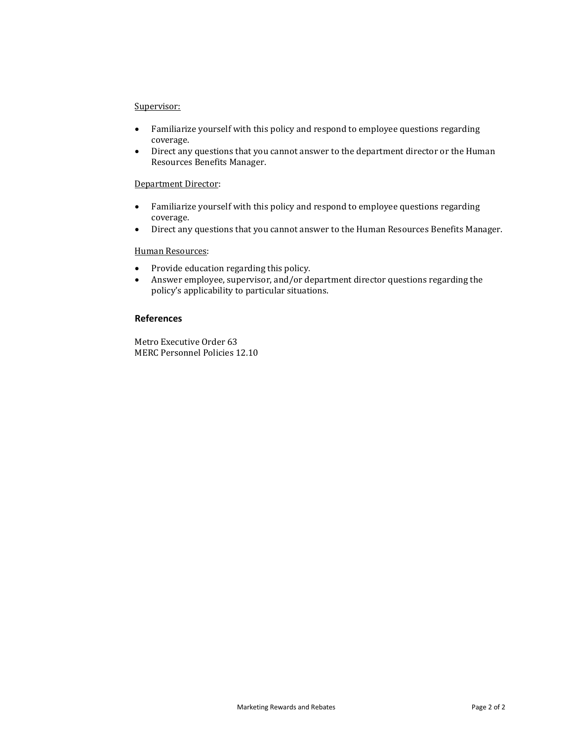Supervisor:

- Familiarize yourself with this policy and respond to employee questions regarding coverage.
- Direct any questions that you cannot answer to the department director or the Human Resources Benefits Manager.

Department Director:

- Familiarize yourself with this policy and respond to employee questions regarding coverage.
- Direct any questions that you cannot answer to the Human Resources Benefits Manager.

Human Resources:

- Provide education regarding this policy.
- Answer employee, supervisor, and/or department director questions regarding the policy's applicability to particular situations.

## References

Metro Executive Order 63
MERC Personnel Policies 12.10